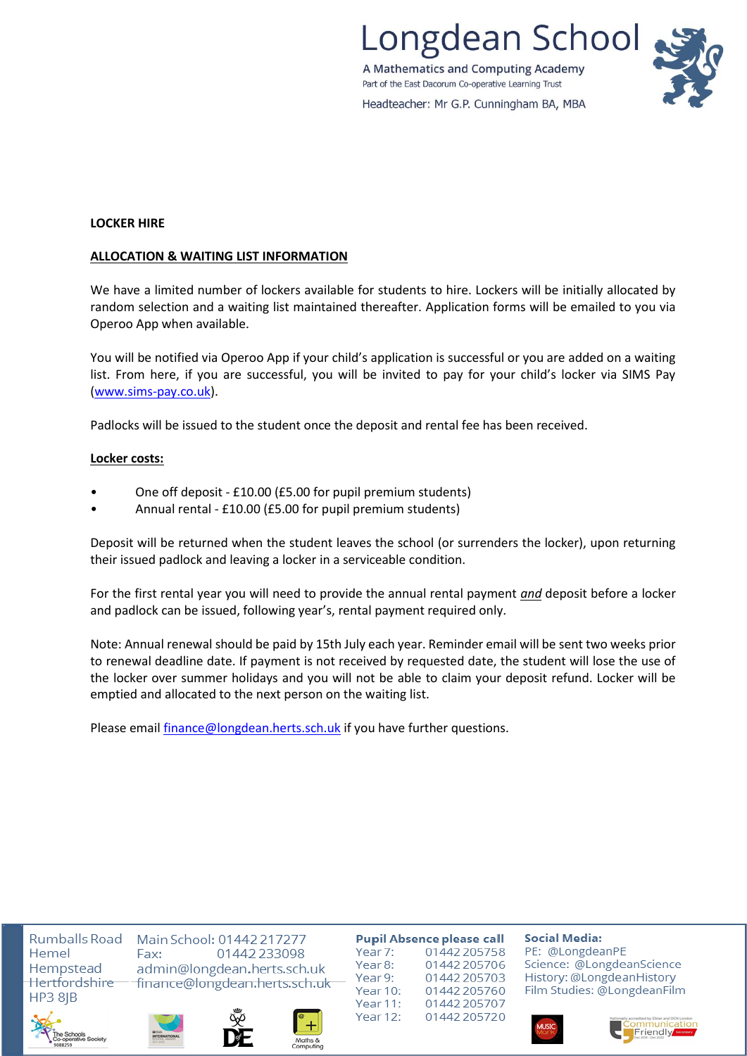**LOCKER HIRE**

**ALLOCATION & WAITING LIST INFORMATION**

We have a limited number of lockers available for students to hire. Lockers will be initially allocated by random selection and a waiting list maintained thereafter. Application forms will be emailed to you via Operoo App when available.

You will be notified via Operoo App if your child's application is successful or you are added on a waiting list. From here, if you are successful, you will be invited to pay for your child's locker via SIMS Pay (www.sims-pay.co.uk).

Padlocks will be issued to the student once the deposit and rental fee has been received.

**Locker costs:**

- One off deposit - £10.00 (£5.00 for pupil premium students)
- Annual rental - £10.00 (£5.00 for pupil premium students)

Deposit will be returned when the student leaves the school (or surrenders the locker), upon returning their issued padlock and leaving a locker in a serviceable condition.

For the first rental year you will need to provide the annual rental payment ***and*** deposit before a locker and padlock can be issued, following year's, rental payment required only.

Note: Annual renewal should be paid by 15th July each year. Reminder email will be sent two weeks prior to renewal deadline date. If payment is not received by requested date, the student will lose the use of the locker over summer holidays and you will not be able to claim your deposit refund. Locker will be emptied and allocated to the next person on the waiting list.

Please email finance@longdean.herts.sch.uk if you have further questions.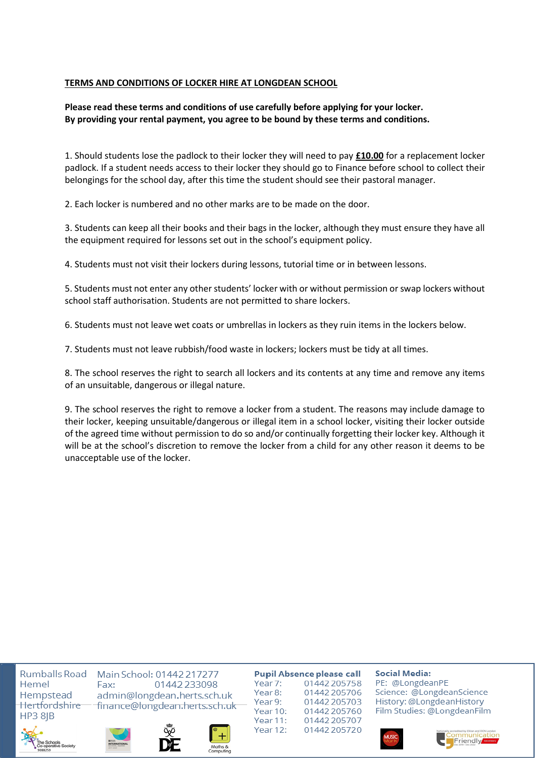**TERMS AND CONDITIONS OF LOCKER HIRE AT LONGDEAN SCHOOL**

**Please read these terms and conditions of use carefully before applying for your locker.**
**By providing your rental payment, you agree to be bound by these terms and conditions.**

1. Should students lose the padlock to their locker they will need to pay **£10.00** for a replacement locker padlock. If a student needs access to their locker they should go to Finance before school to collect their belongings for the school day, after this time the student should see their pastoral manager.

2. Each locker is numbered and no other marks are to be made on the door.

3. Students can keep all their books and their bags in the locker, although they must ensure they have all the equipment required for lessons set out in the school's equipment policy.

4. Students must not visit their lockers during lessons, tutorial time or in between lessons.

5. Students must not enter any other students' locker with or without permission or swap lockers without school staff authorisation. Students are not permitted to share lockers.

6. Students must not leave wet coats or umbrellas in lockers as they ruin items in the lockers below.

7. Students must not leave rubbish/food waste in lockers; lockers must be tidy at all times.

8. The school reserves the right to search all lockers and its contents at any time and remove any items of an unsuitable, dangerous or illegal nature.

9. The school reserves the right to remove a locker from a student. The reasons may include damage to their locker, keeping unsuitable/dangerous or illegal item in a school locker, visiting their locker outside of the agreed time without permission to do so and/or continually forgetting their locker key. Although it will be at the school's discretion to remove the locker from a child for any other reason it deems to be unacceptable use of the locker.